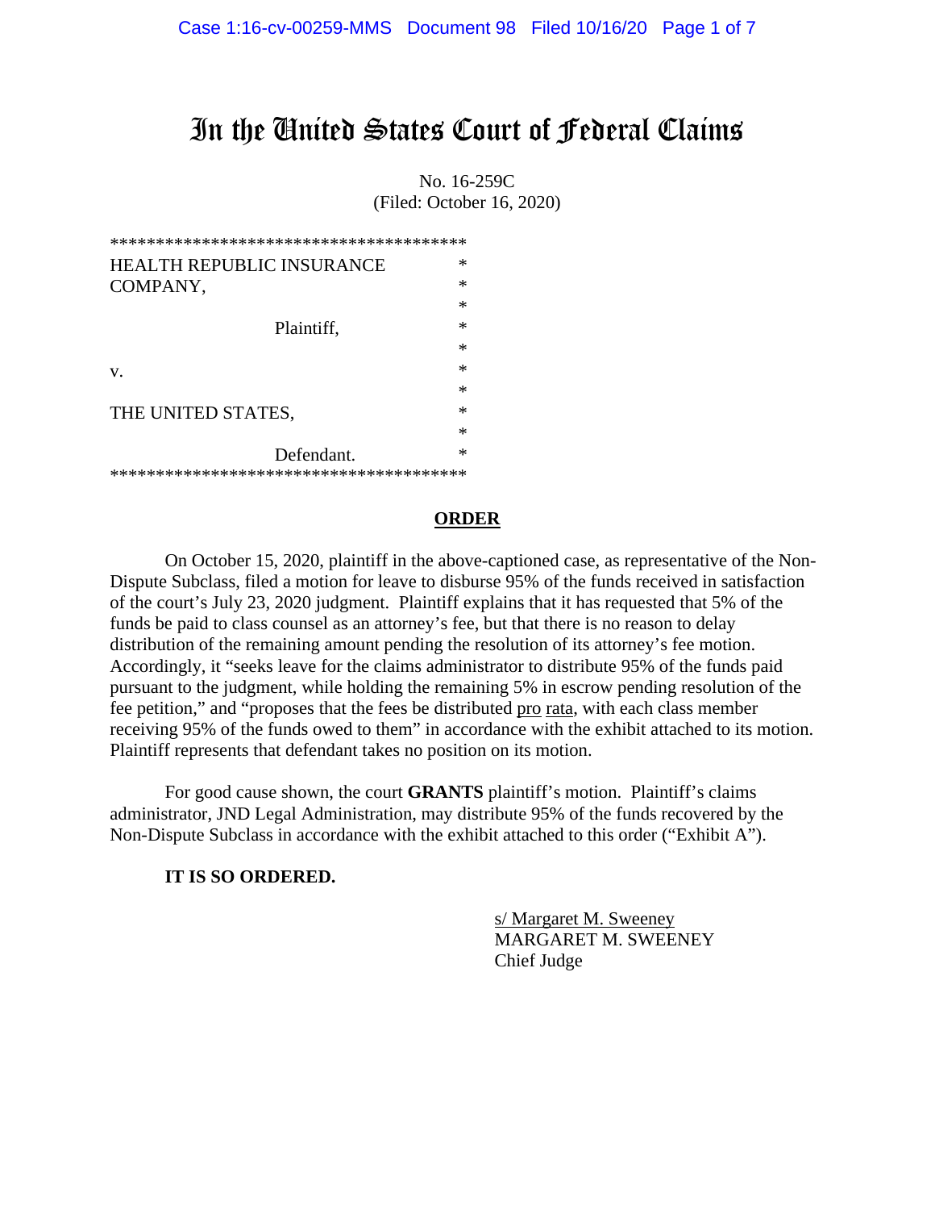# In the United States Court of Federal Claims

No. 16-259C
(Filed: October 16, 2020)

```
***************************************
HEALTH REPUBLIC INSURANCE             *
COMPANY,                              *
                                      *
              Plaintiff,              *
                                      *
v.                                    *
                                      *
THE UNITED STATES,                    *
                                      *
              Defendant.              *
***************************************
```

## ORDER

On October 15, 2020, plaintiff in the above-captioned case, as representative of the Non-Dispute Subclass, filed a motion for leave to disburse 95% of the funds received in satisfaction of the court's July 23, 2020 judgment. Plaintiff explains that it has requested that 5% of the funds be paid to class counsel as an attorney's fee, but that there is no reason to delay distribution of the remaining amount pending the resolution of its attorney's fee motion. Accordingly, it "seeks leave for the claims administrator to distribute 95% of the funds paid pursuant to the judgment, while holding the remaining 5% in escrow pending resolution of the fee petition," and "proposes that the fees be distributed pro rata, with each class member receiving 95% of the funds owed to them" in accordance with the exhibit attached to its motion. Plaintiff represents that defendant takes no position on its motion.

For good cause shown, the court **GRANTS** plaintiff's motion. Plaintiff's claims administrator, JND Legal Administration, may distribute 95% of the funds recovered by the Non-Dispute Subclass in accordance with the exhibit attached to this order ("Exhibit A").

**IT IS SO ORDERED.**

s/ Margaret M. Sweeney
MARGARET M. SWEENEY
Chief Judge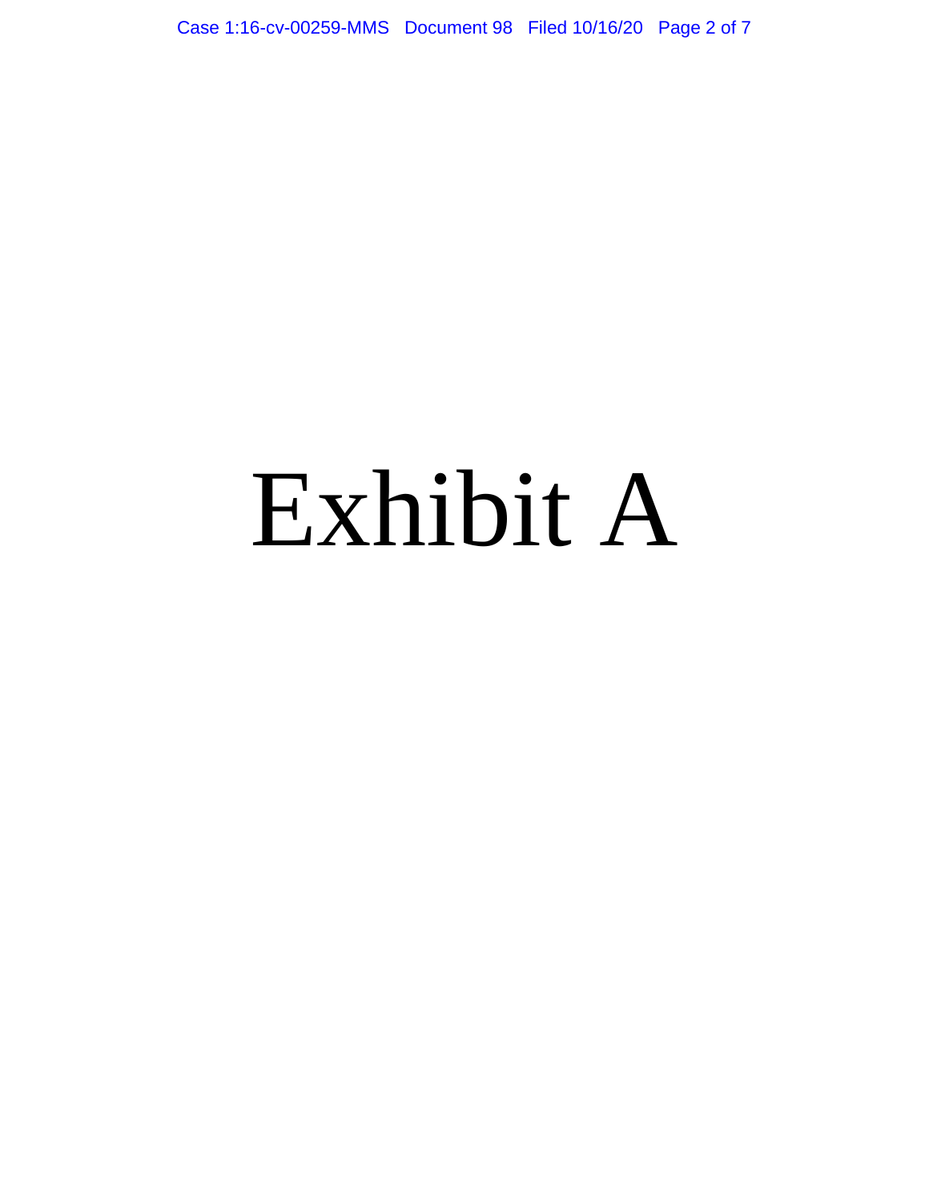# Exhibit A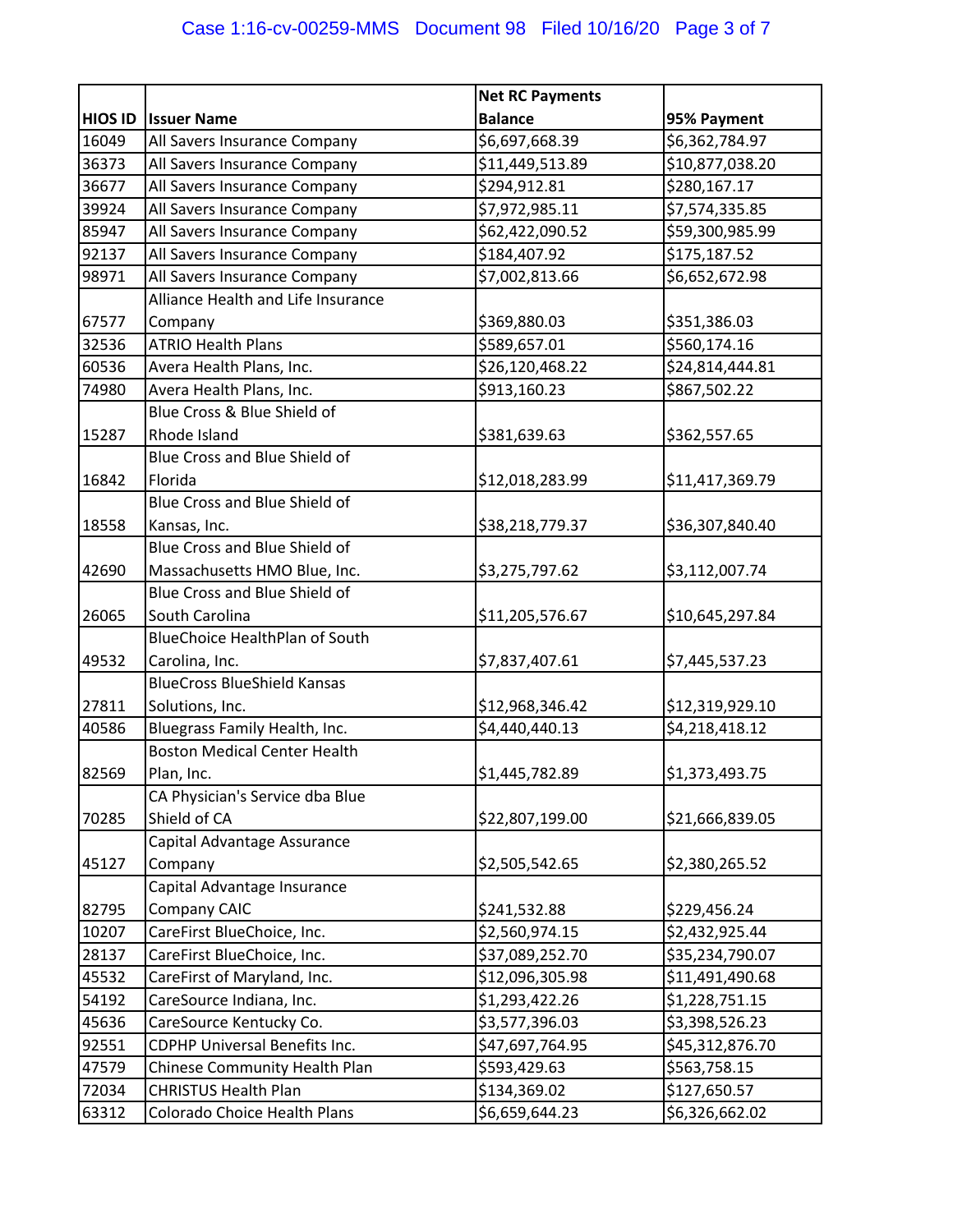| HIOS ID | Issuer Name | Net RC Payments Balance | 95% Payment |
|---|---|---|---|
| 16049 | All Savers Insurance Company | $6,697,668.39 | $6,362,784.97 |
| 36373 | All Savers Insurance Company | $11,449,513.89 | $10,877,038.20 |
| 36677 | All Savers Insurance Company | $294,912.81 | $280,167.17 |
| 39924 | All Savers Insurance Company | $7,972,985.11 | $7,574,335.85 |
| 85947 | All Savers Insurance Company | $62,422,090.52 | $59,300,985.99 |
| 92137 | All Savers Insurance Company | $184,407.92 | $175,187.52 |
| 98971 | All Savers Insurance Company | $7,002,813.66 | $6,652,672.98 |
| 67577 | Alliance Health and Life Insurance Company | $369,880.03 | $351,386.03 |
| 32536 | ATRIO Health Plans | $589,657.01 | $560,174.16 |
| 60536 | Avera Health Plans, Inc. | $26,120,468.22 | $24,814,444.81 |
| 74980 | Avera Health Plans, Inc. | $913,160.23 | $867,502.22 |
| 15287 | Blue Cross & Blue Shield of Rhode Island | $381,639.63 | $362,557.65 |
| 16842 | Blue Cross and Blue Shield of Florida | $12,018,283.99 | $11,417,369.79 |
| 18558 | Blue Cross and Blue Shield of Kansas, Inc. | $38,218,779.37 | $36,307,840.40 |
| 42690 | Blue Cross and Blue Shield of Massachusetts HMO Blue, Inc. | $3,275,797.62 | $3,112,007.74 |
| 26065 | Blue Cross and Blue Shield of South Carolina | $11,205,576.67 | $10,645,297.84 |
| 49532 | BlueChoice HealthPlan of South Carolina, Inc. | $7,837,407.61 | $7,445,537.23 |
| 27811 | BlueCross BlueShield Kansas Solutions, Inc. | $12,968,346.42 | $12,319,929.10 |
| 40586 | Bluegrass Family Health, Inc. | $4,440,440.13 | $4,218,418.12 |
| 82569 | Boston Medical Center Health Plan, Inc. | $1,445,782.89 | $1,373,493.75 |
| 70285 | CA Physician's Service dba Blue Shield of CA | $22,807,199.00 | $21,666,839.05 |
| 45127 | Capital Advantage Assurance Company | $2,505,542.65 | $2,380,265.52 |
| 82795 | Capital Advantage Insurance Company CAIC | $241,532.88 | $229,456.24 |
| 10207 | CareFirst BlueChoice, Inc. | $2,560,974.15 | $2,432,925.44 |
| 28137 | CareFirst BlueChoice, Inc. | $37,089,252.70 | $35,234,790.07 |
| 45532 | CareFirst of Maryland, Inc. | $12,096,305.98 | $11,491,490.68 |
| 54192 | CareSource Indiana, Inc. | $1,293,422.26 | $1,228,751.15 |
| 45636 | CareSource Kentucky Co. | $3,577,396.03 | $3,398,526.23 |
| 92551 | CDPHP Universal Benefits Inc. | $47,697,764.95 | $45,312,876.70 |
| 47579 | Chinese Community Health Plan | $593,429.63 | $563,758.15 |
| 72034 | CHRISTUS Health Plan | $134,369.02 | $127,650.57 |
| 63312 | Colorado Choice Health Plans | $6,659,644.23 | $6,326,662.02 |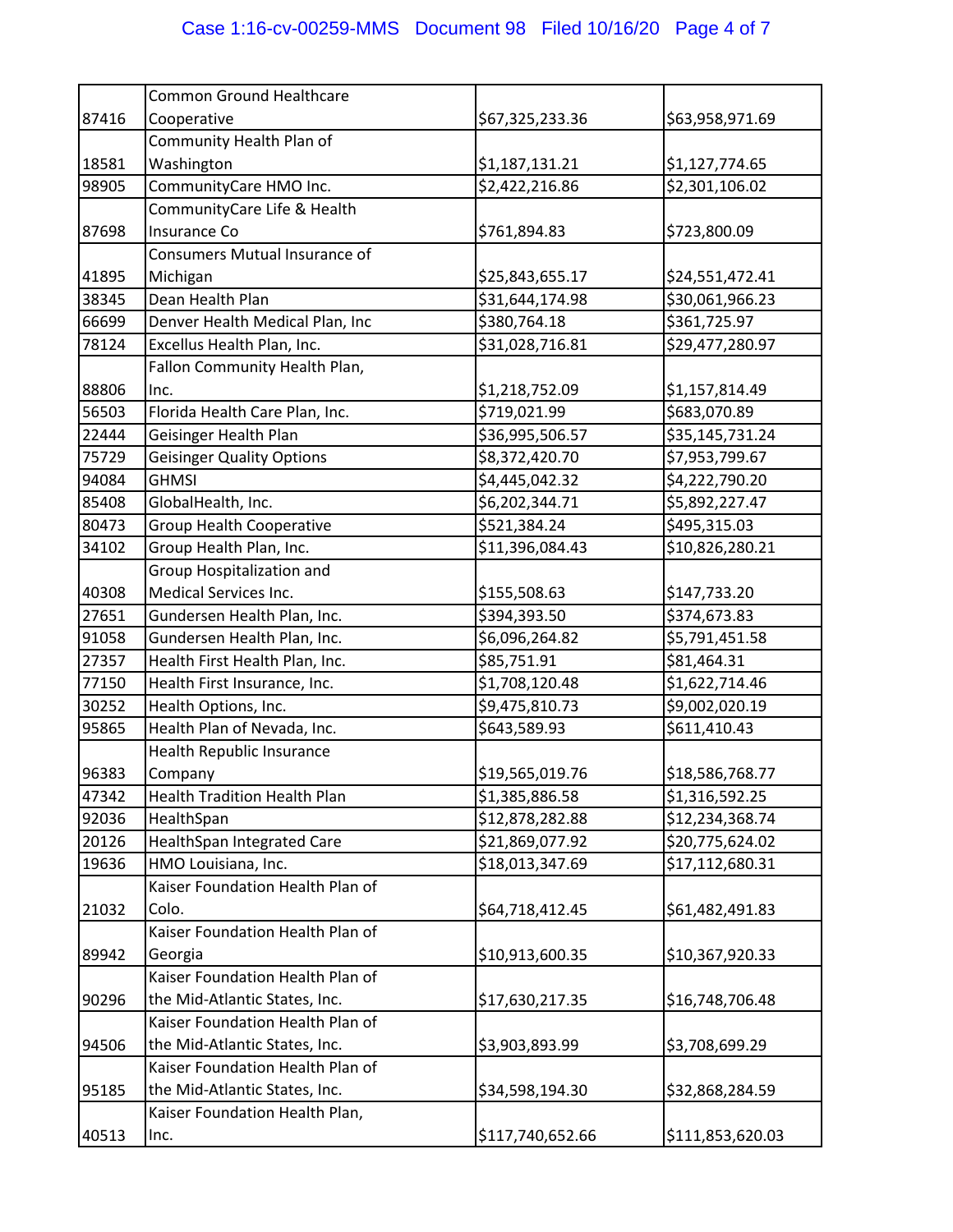| | | | |
|---|---|---|---|
| 87416 | Common Ground Healthcare Cooperative | $67,325,233.36 | $63,958,971.69 |
| 18581 | Community Health Plan of Washington | $1,187,131.21 | $1,127,774.65 |
| 98905 | CommunityCare HMO Inc. | $2,422,216.86 | $2,301,106.02 |
| 87698 | CommunityCare Life & Health Insurance Co | $761,894.83 | $723,800.09 |
| 41895 | Consumers Mutual Insurance of Michigan | $25,843,655.17 | $24,551,472.41 |
| 38345 | Dean Health Plan | $31,644,174.98 | $30,061,966.23 |
| 66699 | Denver Health Medical Plan, Inc | $380,764.18 | $361,725.97 |
| 78124 | Excellus Health Plan, Inc. | $31,028,716.81 | $29,477,280.97 |
| 88806 | Fallon Community Health Plan, Inc. | $1,218,752.09 | $1,157,814.49 |
| 56503 | Florida Health Care Plan, Inc. | $719,021.99 | $683,070.89 |
| 22444 | Geisinger Health Plan | $36,995,506.57 | $35,145,731.24 |
| 75729 | Geisinger Quality Options | $8,372,420.70 | $7,953,799.67 |
| 94084 | GHMSI | $4,445,042.32 | $4,222,790.20 |
| 85408 | GlobalHealth, Inc. | $6,202,344.71 | $5,892,227.47 |
| 80473 | Group Health Cooperative | $521,384.24 | $495,315.03 |
| 34102 | Group Health Plan, Inc. | $11,396,084.43 | $10,826,280.21 |
| 40308 | Group Hospitalization and Medical Services Inc. | $155,508.63 | $147,733.20 |
| 27651 | Gundersen Health Plan, Inc. | $394,393.50 | $374,673.83 |
| 91058 | Gundersen Health Plan, Inc. | $6,096,264.82 | $5,791,451.58 |
| 27357 | Health First Health Plan, Inc. | $85,751.91 | $81,464.31 |
| 77150 | Health First Insurance, Inc. | $1,708,120.48 | $1,622,714.46 |
| 30252 | Health Options, Inc. | $9,475,810.73 | $9,002,020.19 |
| 95865 | Health Plan of Nevada, Inc. | $643,589.93 | $611,410.43 |
| 96383 | Health Republic Insurance Company | $19,565,019.76 | $18,586,768.77 |
| 47342 | Health Tradition Health Plan | $1,385,886.58 | $1,316,592.25 |
| 92036 | HealthSpan | $12,878,282.88 | $12,234,368.74 |
| 20126 | HealthSpan Integrated Care | $21,869,077.92 | $20,775,624.02 |
| 19636 | HMO Louisiana, Inc. | $18,013,347.69 | $17,112,680.31 |
| 21032 | Kaiser Foundation Health Plan of Colo. | $64,718,412.45 | $61,482,491.83 |
| 89942 | Kaiser Foundation Health Plan of Georgia | $10,913,600.35 | $10,367,920.33 |
| 90296 | Kaiser Foundation Health Plan of the Mid-Atlantic States, Inc. | $17,630,217.35 | $16,748,706.48 |
| 94506 | Kaiser Foundation Health Plan of the Mid-Atlantic States, Inc. | $3,903,893.99 | $3,708,699.29 |
| 95185 | Kaiser Foundation Health Plan of the Mid-Atlantic States, Inc. | $34,598,194.30 | $32,868,284.59 |
| 40513 | Kaiser Foundation Health Plan, Inc. | $117,740,652.66 | $111,853,620.03 |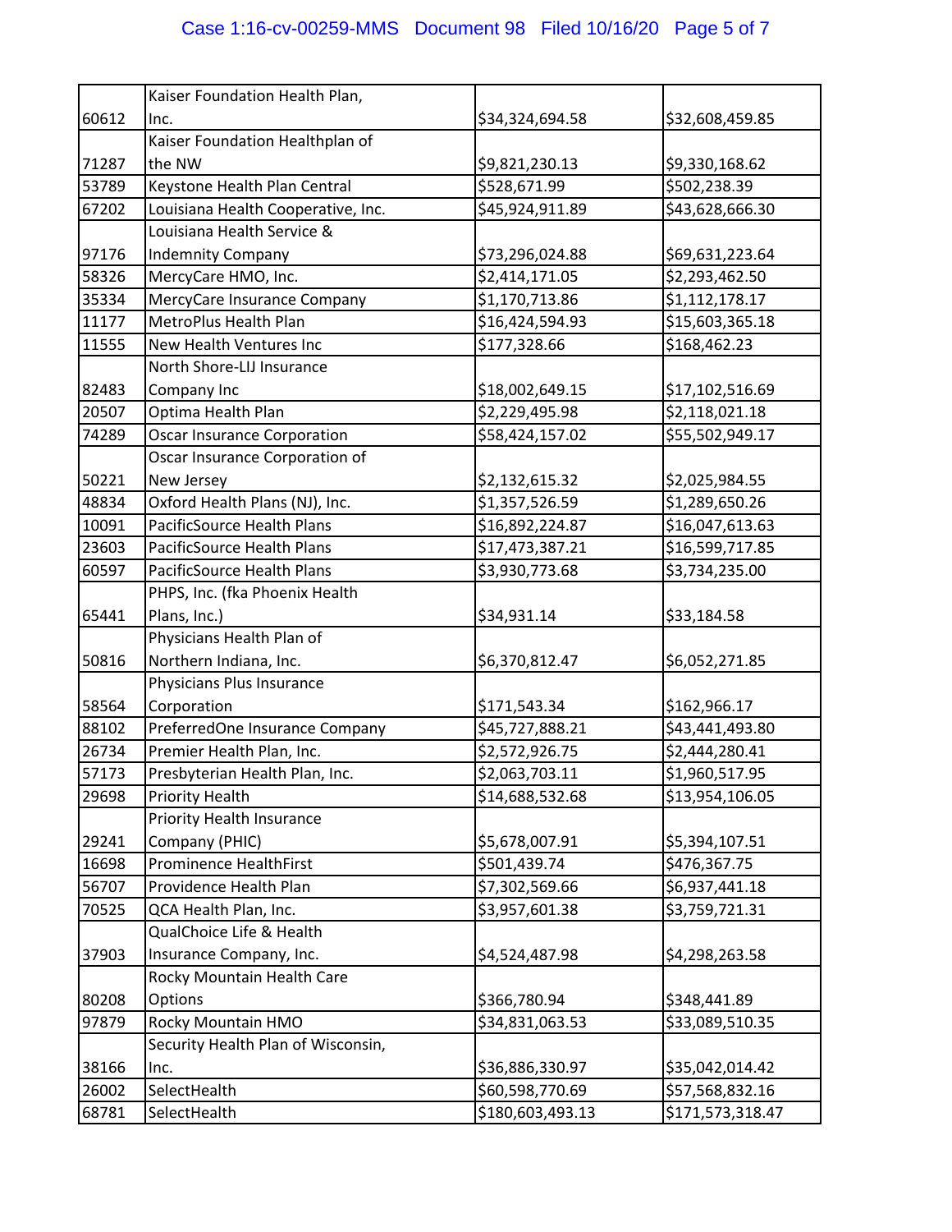| | | | |
|---|---|---|---|
| 60612 | Kaiser Foundation Health Plan, Inc. | $34,324,694.58 | $32,608,459.85 |
| 71287 | Kaiser Foundation Healthplan of the NW | $9,821,230.13 | $9,330,168.62 |
| 53789 | Keystone Health Plan Central | $528,671.99 | $502,238.39 |
| 67202 | Louisiana Health Cooperative, Inc. | $45,924,911.89 | $43,628,666.30 |
| 97176 | Louisiana Health Service & Indemnity Company | $73,296,024.88 | $69,631,223.64 |
| 58326 | MercyCare HMO, Inc. | $2,414,171.05 | $2,293,462.50 |
| 35334 | MercyCare Insurance Company | $1,170,713.86 | $1,112,178.17 |
| 11177 | MetroPlus Health Plan | $16,424,594.93 | $15,603,365.18 |
| 11555 | New Health Ventures Inc | $177,328.66 | $168,462.23 |
| 82483 | North Shore-LIJ Insurance Company Inc | $18,002,649.15 | $17,102,516.69 |
| 20507 | Optima Health Plan | $2,229,495.98 | $2,118,021.18 |
| 74289 | Oscar Insurance Corporation | $58,424,157.02 | $55,502,949.17 |
| 50221 | Oscar Insurance Corporation of New Jersey | $2,132,615.32 | $2,025,984.55 |
| 48834 | Oxford Health Plans (NJ), Inc. | $1,357,526.59 | $1,289,650.26 |
| 10091 | PacificSource Health Plans | $16,892,224.87 | $16,047,613.63 |
| 23603 | PacificSource Health Plans | $17,473,387.21 | $16,599,717.85 |
| 60597 | PacificSource Health Plans | $3,930,773.68 | $3,734,235.00 |
| 65441 | PHPS, Inc. (fka Phoenix Health Plans, Inc.) | $34,931.14 | $33,184.58 |
| 50816 | Physicians Health Plan of Northern Indiana, Inc. | $6,370,812.47 | $6,052,271.85 |
| 58564 | Physicians Plus Insurance Corporation | $171,543.34 | $162,966.17 |
| 88102 | PreferredOne Insurance Company | $45,727,888.21 | $43,441,493.80 |
| 26734 | Premier Health Plan, Inc. | $2,572,926.75 | $2,444,280.41 |
| 57173 | Presbyterian Health Plan, Inc. | $2,063,703.11 | $1,960,517.95 |
| 29698 | Priority Health | $14,688,532.68 | $13,954,106.05 |
| 29241 | Priority Health Insurance Company (PHIC) | $5,678,007.91 | $5,394,107.51 |
| 16698 | Prominence HealthFirst | $501,439.74 | $476,367.75 |
| 56707 | Providence Health Plan | $7,302,569.66 | $6,937,441.18 |
| 70525 | QCA Health Plan, Inc. | $3,957,601.38 | $3,759,721.31 |
| 37903 | QualChoice Life & Health Insurance Company, Inc. | $4,524,487.98 | $4,298,263.58 |
| 80208 | Rocky Mountain Health Care Options | $366,780.94 | $348,441.89 |
| 97879 | Rocky Mountain HMO | $34,831,063.53 | $33,089,510.35 |
| 38166 | Security Health Plan of Wisconsin, Inc. | $36,886,330.97 | $35,042,014.42 |
| 26002 | SelectHealth | $60,598,770.69 | $57,568,832.16 |
| 68781 | SelectHealth | $180,603,493.13 | $171,573,318.47 |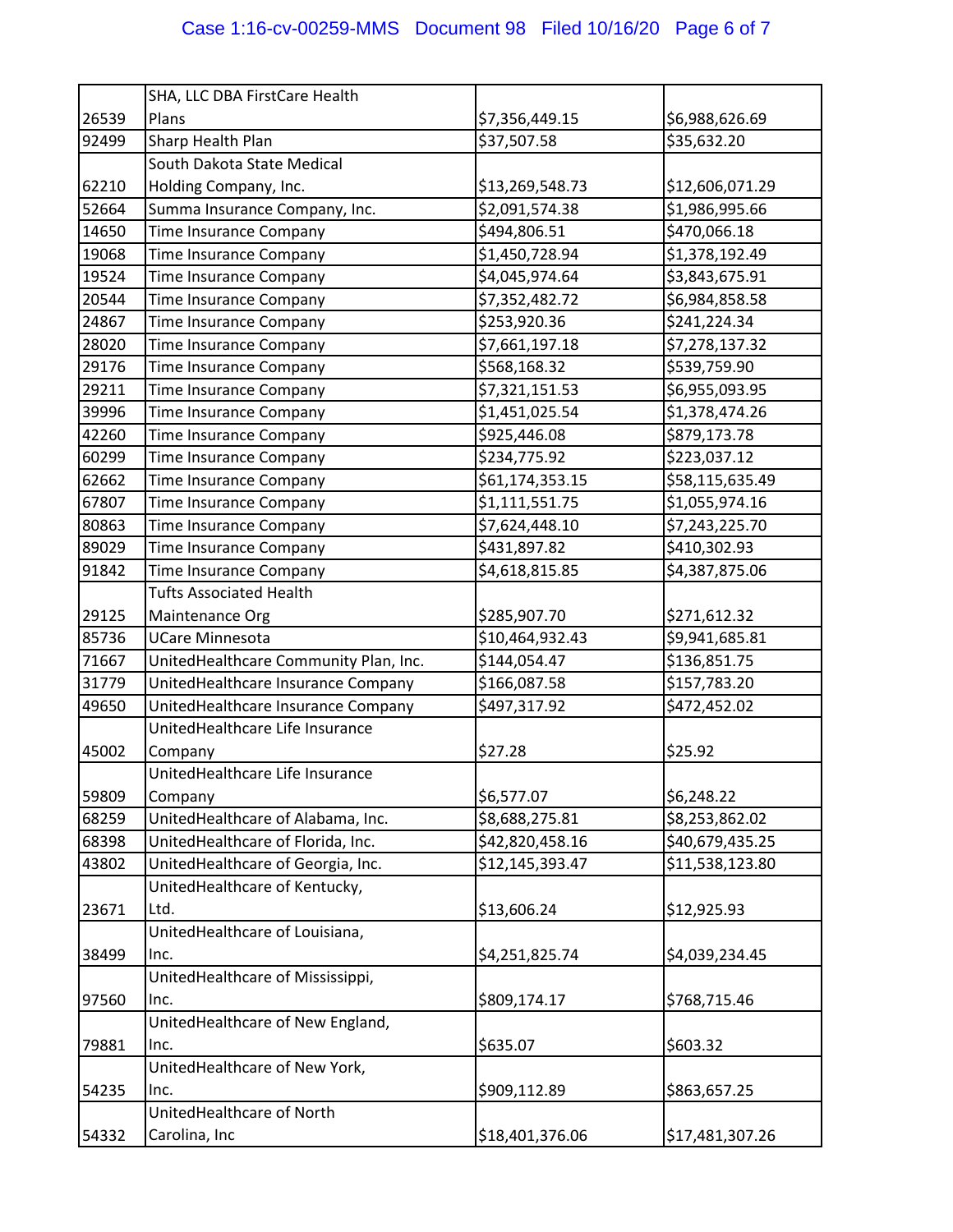| | | | |
|---|---|---|---|
| 26539 | SHA, LLC DBA FirstCare Health Plans | $7,356,449.15 | $6,988,626.69 |
| 92499 | Sharp Health Plan | $37,507.58 | $35,632.20 |
| 62210 | South Dakota State Medical Holding Company, Inc. | $13,269,548.73 | $12,606,071.29 |
| 52664 | Summa Insurance Company, Inc. | $2,091,574.38 | $1,986,995.66 |
| 14650 | Time Insurance Company | $494,806.51 | $470,066.18 |
| 19068 | Time Insurance Company | $1,450,728.94 | $1,378,192.49 |
| 19524 | Time Insurance Company | $4,045,974.64 | $3,843,675.91 |
| 20544 | Time Insurance Company | $7,352,482.72 | $6,984,858.58 |
| 24867 | Time Insurance Company | $253,920.36 | $241,224.34 |
| 28020 | Time Insurance Company | $7,661,197.18 | $7,278,137.32 |
| 29176 | Time Insurance Company | $568,168.32 | $539,759.90 |
| 29211 | Time Insurance Company | $7,321,151.53 | $6,955,093.95 |
| 39996 | Time Insurance Company | $1,451,025.54 | $1,378,474.26 |
| 42260 | Time Insurance Company | $925,446.08 | $879,173.78 |
| 60299 | Time Insurance Company | $234,775.92 | $223,037.12 |
| 62662 | Time Insurance Company | $61,174,353.15 | $58,115,635.49 |
| 67807 | Time Insurance Company | $1,111,551.75 | $1,055,974.16 |
| 80863 | Time Insurance Company | $7,624,448.10 | $7,243,225.70 |
| 89029 | Time Insurance Company | $431,897.82 | $410,302.93 |
| 91842 | Time Insurance Company | $4,618,815.85 | $4,387,875.06 |
| 29125 | Tufts Associated Health Maintenance Org | $285,907.70 | $271,612.32 |
| 85736 | UCare Minnesota | $10,464,932.43 | $9,941,685.81 |
| 71667 | UnitedHealthcare Community Plan, Inc. | $144,054.47 | $136,851.75 |
| 31779 | UnitedHealthcare Insurance Company | $166,087.58 | $157,783.20 |
| 49650 | UnitedHealthcare Insurance Company | $497,317.92 | $472,452.02 |
| 45002 | UnitedHealthcare Life Insurance Company | $27.28 | $25.92 |
| 59809 | UnitedHealthcare Life Insurance Company | $6,577.07 | $6,248.22 |
| 68259 | UnitedHealthcare of Alabama, Inc. | $8,688,275.81 | $8,253,862.02 |
| 68398 | UnitedHealthcare of Florida, Inc. | $42,820,458.16 | $40,679,435.25 |
| 43802 | UnitedHealthcare of Georgia, Inc. | $12,145,393.47 | $11,538,123.80 |
| 23671 | UnitedHealthcare of Kentucky, Ltd. | $13,606.24 | $12,925.93 |
| 38499 | UnitedHealthcare of Louisiana, Inc. | $4,251,825.74 | $4,039,234.45 |
| 97560 | UnitedHealthcare of Mississippi, Inc. | $809,174.17 | $768,715.46 |
| 79881 | UnitedHealthcare of New England, Inc. | $635.07 | $603.32 |
| 54235 | UnitedHealthcare of New York, Inc. | $909,112.89 | $863,657.25 |
| 54332 | UnitedHealthcare of North Carolina, Inc | $18,401,376.06 | $17,481,307.26 |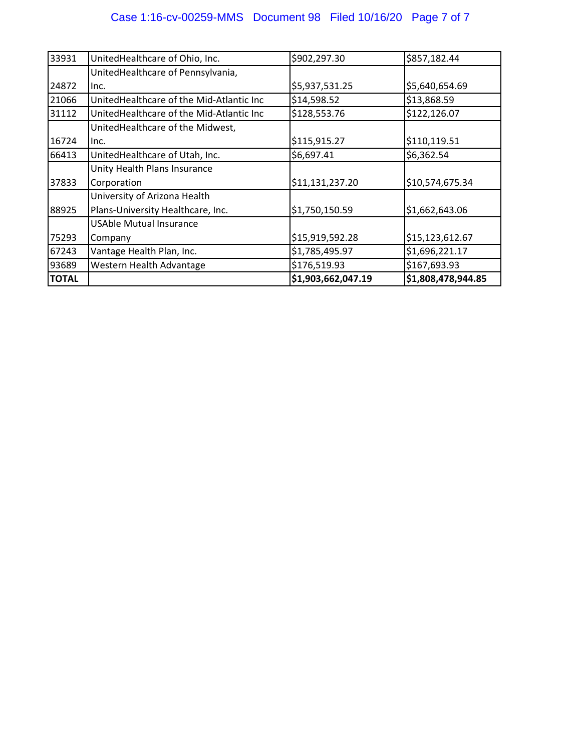| | | | |
|---|---|---|---|
| 33931 | UnitedHealthcare of Ohio, Inc. | $902,297.30 | $857,182.44 |
| 24872 | UnitedHealthcare of Pennsylvania, Inc. | $5,937,531.25 | $5,640,654.69 |
| 21066 | UnitedHealthcare of the Mid-Atlantic Inc | $14,598.52 | $13,868.59 |
| 31112 | UnitedHealthcare of the Mid-Atlantic Inc | $128,553.76 | $122,126.07 |
| 16724 | UnitedHealthcare of the Midwest, Inc. | $115,915.27 | $110,119.51 |
| 66413 | UnitedHealthcare of Utah, Inc. | $6,697.41 | $6,362.54 |
| 37833 | Unity Health Plans Insurance Corporation | $11,131,237.20 | $10,574,675.34 |
| 88925 | University of Arizona Health Plans-University Healthcare, Inc. | $1,750,150.59 | $1,662,643.06 |
| 75293 | USAble Mutual Insurance Company | $15,919,592.28 | $15,123,612.67 |
| 67243 | Vantage Health Plan, Inc. | $1,785,495.97 | $1,696,221.17 |
| 93689 | Western Health Advantage | $176,519.93 | $167,693.93 |
| **TOTAL** | | **$1,903,662,047.19** | **$1,808,478,944.85** |